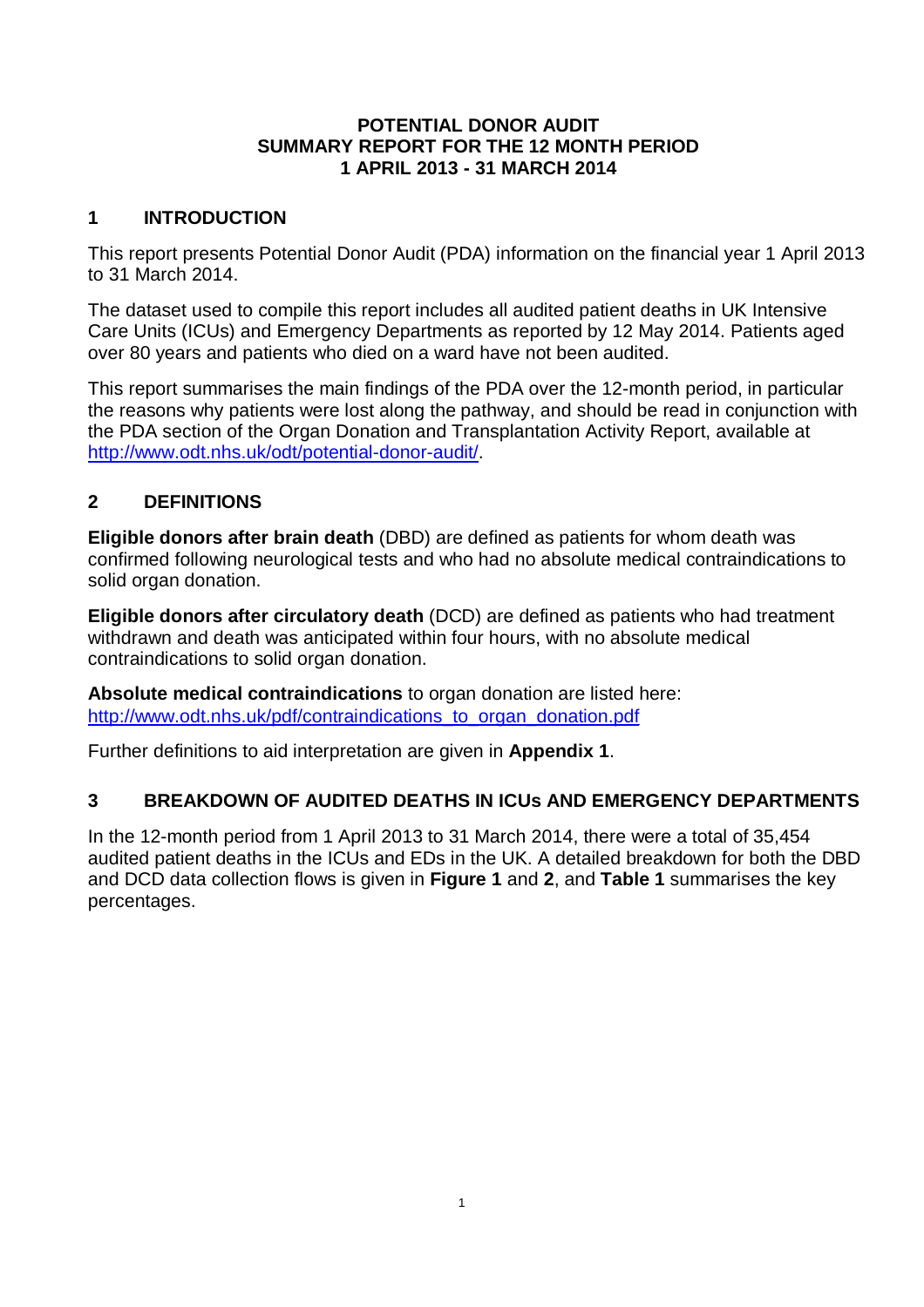# POTENTIAL DONOR AUDIT SUMMARY REPORT FOR THE 12 MONTH PERIOD 1 APRIL 2013 - 31 MARCH 2014

## 1 INTRODUCTION

This report presents Potential Donor Audit (PDA) information on the financial year 1 April 2013 to 31 March 2014.

The dataset used to compile this report includes all audited patient deaths in UK Intensive Care Units (ICUs) and Emergency Departments as reported by 12 May 2014. Patients aged over 80 years and patients who died on a ward have not been audited.

This report summarises the main findings of the PDA over the 12-month period, in particular the reasons why patients were lost along the pathway, and should be read in conjunction with the PDA section of the Organ Donation and Transplantation Activity Report, available at http://www.odt.nhs.uk/odt/potential-donor-audit/.

## 2 DEFINITIONS

**Eligible donors after brain death** (DBD) are defined as patients for whom death was confirmed following neurological tests and who had no absolute medical contraindications to solid organ donation.

**Eligible donors after circulatory death** (DCD) are defined as patients who had treatment withdrawn and death was anticipated within four hours, with no absolute medical contraindications to solid organ donation.

**Absolute medical contraindications** to organ donation are listed here: http://www.odt.nhs.uk/pdf/contraindications_to_organ_donation.pdf

Further definitions to aid interpretation are given in **Appendix 1**.

## 3 BREAKDOWN OF AUDITED DEATHS IN ICUs AND EMERGENCY DEPARTMENTS

In the 12-month period from 1 April 2013 to 31 March 2014, there were a total of 35,454 audited patient deaths in the ICUs and EDs in the UK. A detailed breakdown for both the DBD and DCD data collection flows is given in **Figure 1** and **2**, and **Table 1** summarises the key percentages.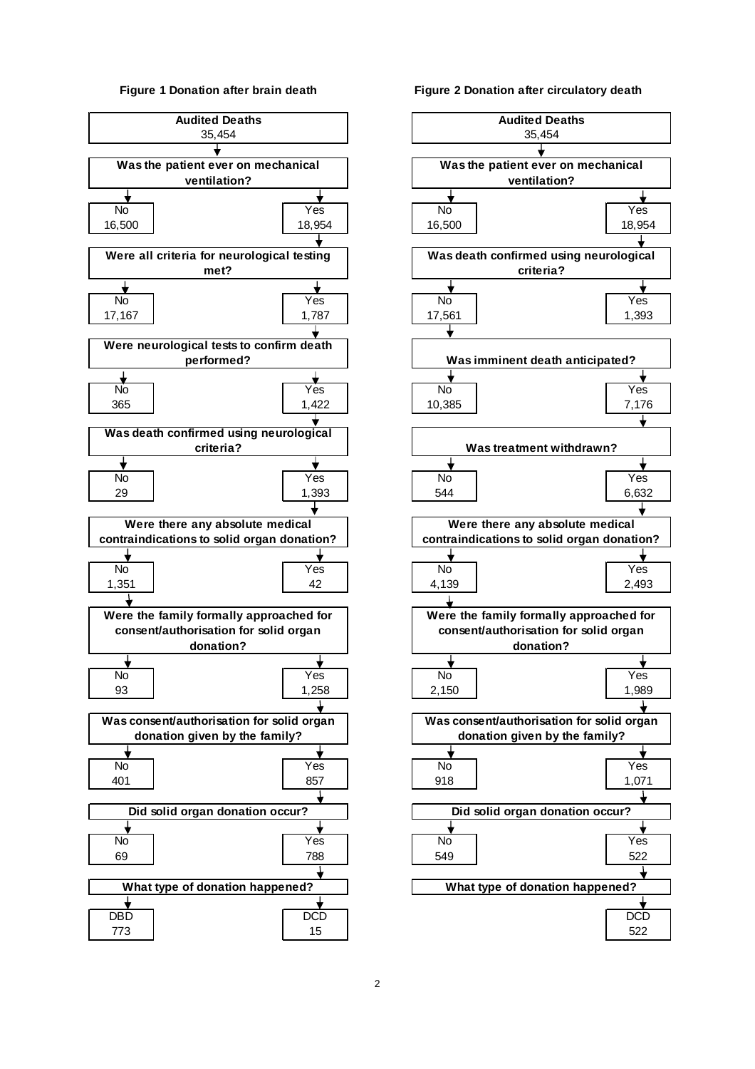**Figure 1 Donation after brain death**

**Audited Deaths**
35,454

**Was the patient ever on mechanical ventilation?**
- No: 16,500
- Yes: 18,954

**Were all criteria for neurological testing met?**
- No: 17,167
- Yes: 1,787

**Were neurological tests to confirm death performed?**
- No: 365
- Yes: 1,422

**Was death confirmed using neurological criteria?**
- No: 29
- Yes: 1,393

**Were there any absolute medical contraindications to solid organ donation?**
- No: 1,351
- Yes: 42

**Were the family formally approached for consent/authorisation for solid organ donation?**
- No: 93
- Yes: 1,258

**Was consent/authorisation for solid organ donation given by the family?**
- No: 401
- Yes: 857

**Did solid organ donation occur?**
- No: 69
- Yes: 788

**What type of donation happened?**
- DBD: 773
- DCD: 15

**Figure 2 Donation after circulatory death**

**Audited Deaths**
35,454

**Was the patient ever on mechanical ventilation?**
- No: 16,500
- Yes: 18,954

**Was death confirmed using neurological criteria?**
- No: 17,561
- Yes: 1,393

**Was imminent death anticipated?**
- No: 10,385
- Yes: 7,176

**Was treatment withdrawn?**
- No: 544
- Yes: 6,632

**Were there any absolute medical contraindications to solid organ donation?**
- No: 4,139
- Yes: 2,493

**Were the family formally approached for consent/authorisation for solid organ donation?**
- No: 2,150
- Yes: 1,989

**Was consent/authorisation for solid organ donation given by the family?**
- No: 918
- Yes: 1,071

**Did solid organ donation occur?**
- No: 549
- Yes: 522

**What type of donation happened?**
- DCD: 522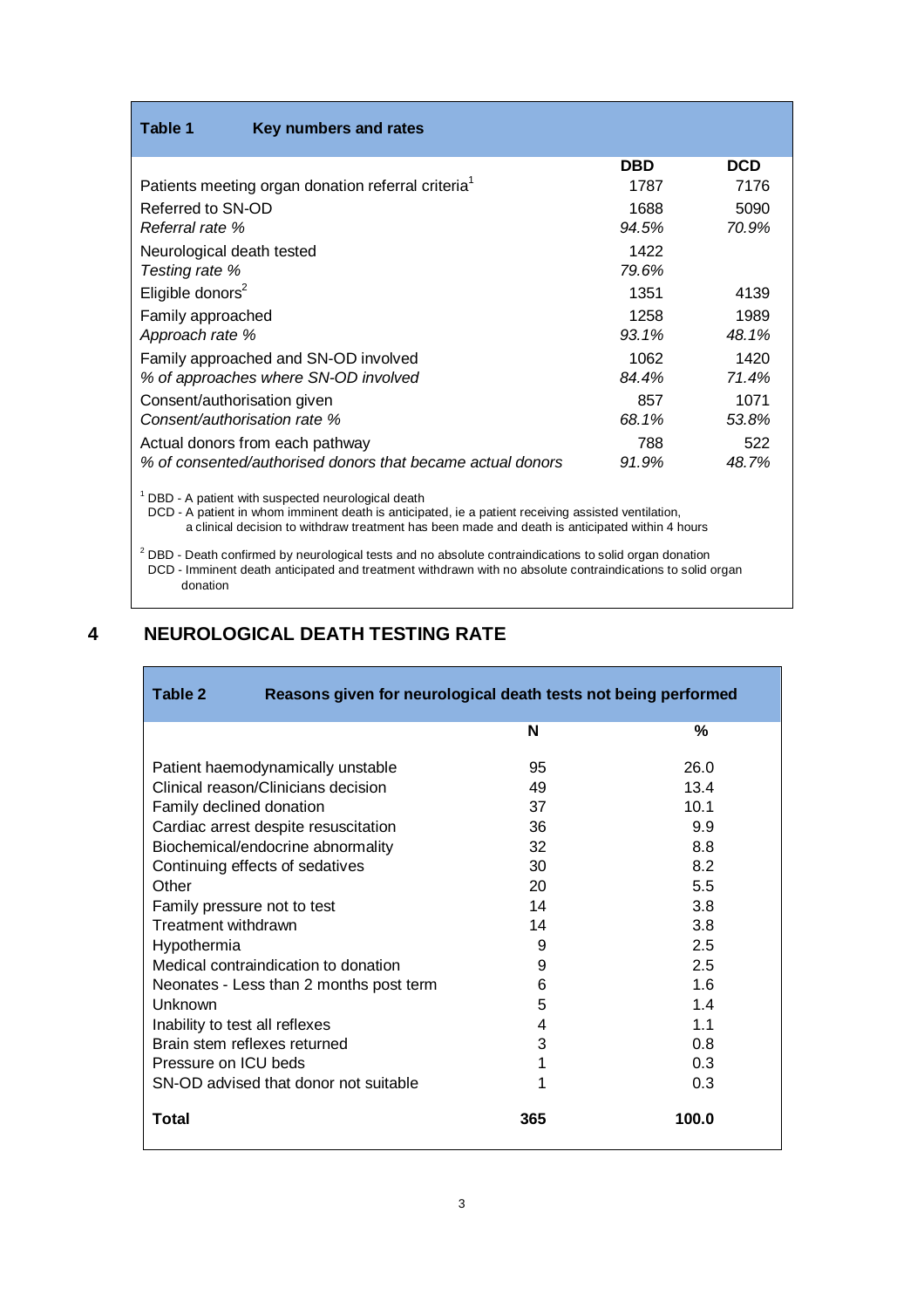**Table 1 Key numbers and rates**

| | DBD | DCD |
|---|---|---|
| Patients meeting organ donation referral criteria[1] | 1787 | 7176 |
| Referred to SN-OD | 1688 | 5090 |
| *Referral rate %* | *94.5%* | *70.9%* |
| Neurological death tested | 1422 | |
| *Testing rate %* | *79.6%* | |
| Eligible donors[2] | 1351 | 4139 |
| Family approached | 1258 | 1989 |
| *Approach rate %* | *93.1%* | *48.1%* |
| Family approached and SN-OD involved | 1062 | 1420 |
| *% of approaches where SN-OD involved* | *84.4%* | *71.4%* |
| Consent/authorisation given | 857 | 1071 |
| *Consent/authorisation rate %* | *68.1%* | *53.8%* |
| Actual donors from each pathway | 788 | 522 |
| *% of consented/authorised donors that became actual donors* | *91.9%* | *48.7%* |

[1] DBD - A patient with suspected neurological death
DCD - A patient in whom imminent death is anticipated, ie a patient receiving assisted ventilation, a clinical decision to withdraw treatment has been made and death is anticipated within 4 hours

[2] DBD - Death confirmed by neurological tests and no absolute contraindications to solid organ donation
DCD - Imminent death anticipated and treatment withdrawn with no absolute contraindications to solid organ donation

## 4 NEUROLOGICAL DEATH TESTING RATE

**Table 2 Reasons given for neurological death tests not being performed**

| | N | % |
|---|---|---|
| Patient haemodynamically unstable | 95 | 26.0 |
| Clinical reason/Clinicians decision | 49 | 13.4 |
| Family declined donation | 37 | 10.1 |
| Cardiac arrest despite resuscitation | 36 | 9.9 |
| Biochemical/endocrine abnormality | 32 | 8.8 |
| Continuing effects of sedatives | 30 | 8.2 |
| Other | 20 | 5.5 |
| Family pressure not to test | 14 | 3.8 |
| Treatment withdrawn | 14 | 3.8 |
| Hypothermia | 9 | 2.5 |
| Medical contraindication to donation | 9 | 2.5 |
| Neonates - Less than 2 months post term | 6 | 1.6 |
| Unknown | 5 | 1.4 |
| Inability to test all reflexes | 4 | 1.1 |
| Brain stem reflexes returned | 3 | 0.8 |
| Pressure on ICU beds | 1 | 0.3 |
| SN-OD advised that donor not suitable | 1 | 0.3 |
| **Total** | **365** | **100.0** |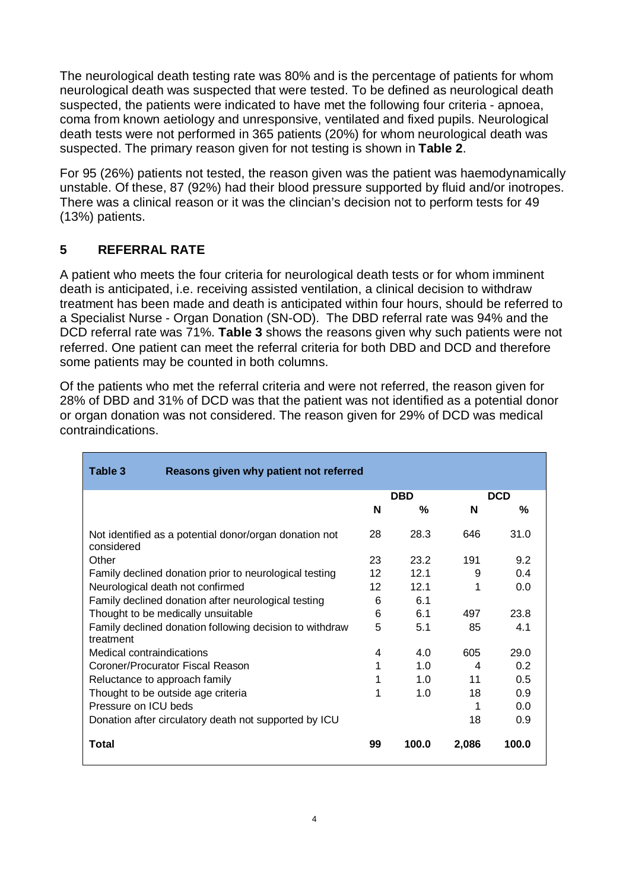The neurological death testing rate was 80% and is the percentage of patients for whom neurological death was suspected that were tested. To be defined as neurological death suspected, the patients were indicated to have met the following four criteria - apnoea, coma from known aetiology and unresponsive, ventilated and fixed pupils. Neurological death tests were not performed in 365 patients (20%) for whom neurological death was suspected. The primary reason given for not testing is shown in **Table 2**.

For 95 (26%) patients not tested, the reason given was the patient was haemodynamically unstable. Of these, 87 (92%) had their blood pressure supported by fluid and/or inotropes. There was a clinical reason or it was the clincian's decision not to perform tests for 49 (13%) patients.

## 5 REFERRAL RATE

A patient who meets the four criteria for neurological death tests or for whom imminent death is anticipated, i.e. receiving assisted ventilation, a clinical decision to withdraw treatment has been made and death is anticipated within four hours, should be referred to a Specialist Nurse - Organ Donation (SN-OD). The DBD referral was 94% and the DCD referral rate was 71%. **Table 3** shows the reasons given why such patients were not referred. One patient can meet the referral criteria for both DBD and DCD and therefore some patients may be counted in both columns.

Of the patients who met the referral criteria and were not referred, the reason given for 28% of DBD and 31% of DCD was that the patient was not identified as a potential donor or organ donation was not considered. The reason given for 29% of DCD was medical contraindications.

**Table 3 Reasons given why patient not referred**

| | DBD | | DCD | |
|---|---|---|---|---|
| | N | % | N | % |
| Not identified as a potential donor/organ donation not considered | 28 | 28.3 | 646 | 31.0 |
| Other | 23 | 23.2 | 191 | 9.2 |
| Family declined donation prior to neurological testing | 12 | 12.1 | 9 | 0.4 |
| Neurological death not confirmed | 12 | 12.1 | 1 | 0.0 |
| Family declined donation after neurological testing | 6 | 6.1 | | |
| Thought to be medically unsuitable | 6 | 6.1 | 497 | 23.8 |
| Family declined donation following decision to withdraw treatment | 5 | 5.1 | 85 | 4.1 |
| Medical contraindications | 4 | 4.0 | 605 | 29.0 |
| Coroner/Procurator Fiscal Reason | 1 | 1.0 | 4 | 0.2 |
| Reluctance to approach family | 1 | 1.0 | 11 | 0.5 |
| Thought to be outside age criteria | 1 | 1.0 | 18 | 0.9 |
| Pressure on ICU beds | | | 1 | 0.0 |
| Donation after circulatory death not supported by ICU | | | 18 | 0.9 |
| **Total** | **99** | **100.0** | **2,086** | **100.0** |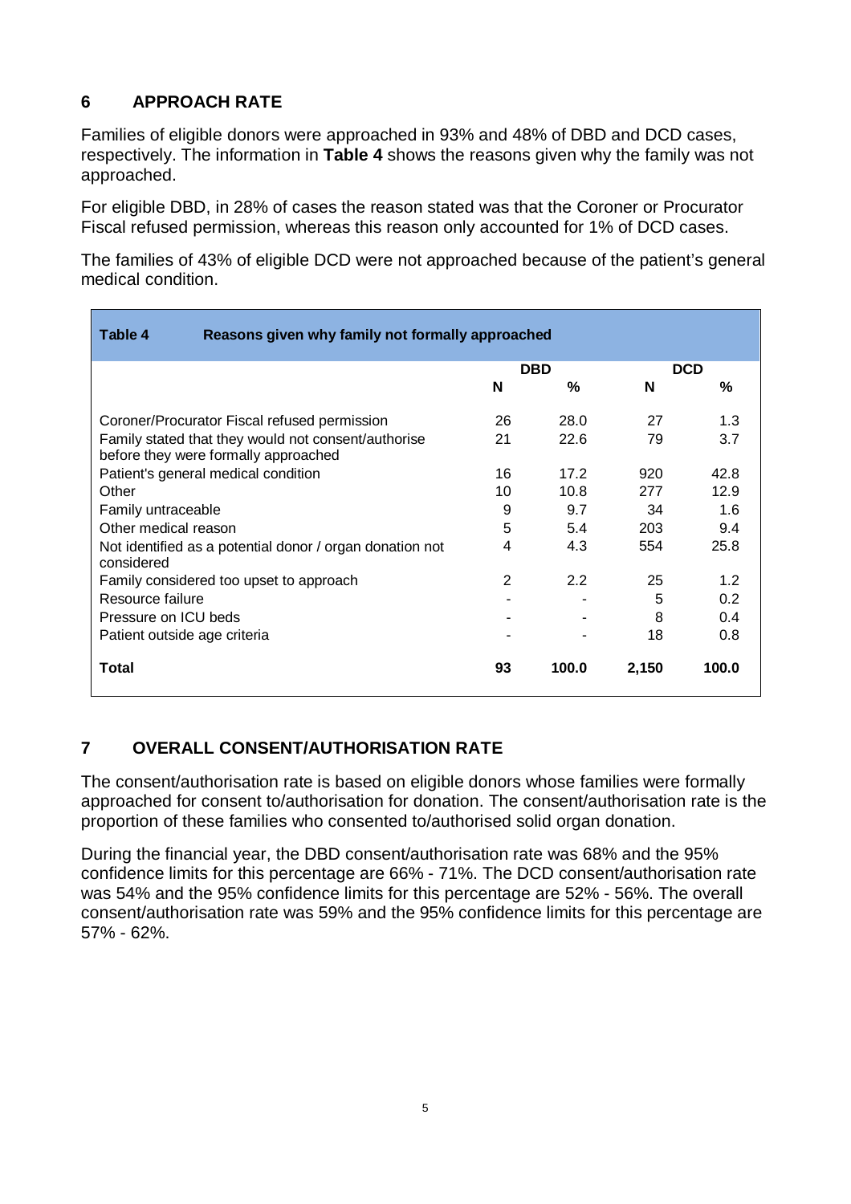## 6 APPROACH RATE

Families of eligible donors were approached in 93% and 48% of DBD and DCD cases, respectively. The information in **Table 4** shows the reasons given why the family was not approached.

For eligible DBD, in 28% of cases the reason stated was that the Coroner or Procurator Fiscal refused permission, whereas this reason only accounted for 1% of DCD cases.

The families of 43% of eligible DCD were not approached because of the patient's general medical condition.

**Table 4 Reasons given why family not formally approached**

| | DBD | | DCD | |
|---|---|---|---|---|
| | N | % | N | % |
| Coroner/Procurator Fiscal refused permission | 26 | 28.0 | 27 | 1.3 |
| Family stated that they would not consent/authorise before they were formally approached | 21 | 22.6 | 79 | 3.7 |
| Patient's general medical condition | 16 | 17.2 | 920 | 42.8 |
| Other | 10 | 10.8 | 277 | 12.9 |
| Family untraceable | 9 | 9.7 | 34 | 1.6 |
| Other medical reason | 5 | 5.4 | 203 | 9.4 |
| Not identified as a potential donor / organ donation not considered | 4 | 4.3 | 554 | 25.8 |
| Family considered too upset to approach | 2 | 2.2 | 25 | 1.2 |
| Resource failure | - | - | 5 | 0.2 |
| Pressure on ICU beds | - | - | 8 | 0.4 |
| Patient outside age criteria | - | - | 18 | 0.8 |
| **Total** | **93** | **100.0** | **2,150** | **100.0** |

## 7 OVERALL CONSENT/AUTHORISATION RATE

The consent/authorisation rate is based on eligible donors whose families were formally approached for consent to/authorisation for donation. The consent/authorisation rate is the proportion of these families who consented to/authorised solid organ donation.

During the financial year, the DBD consent/authorisation rate was 68% and the 95% confidence limits for this percentage are 66% - 71%. The DCD consent/authorisation rate was 54% and the 95% confidence limits for this percentage are 52% - 56%. The overall consent/authorisation rate was 59% and the 95% confidence limits for this percentage are 57% - 62%.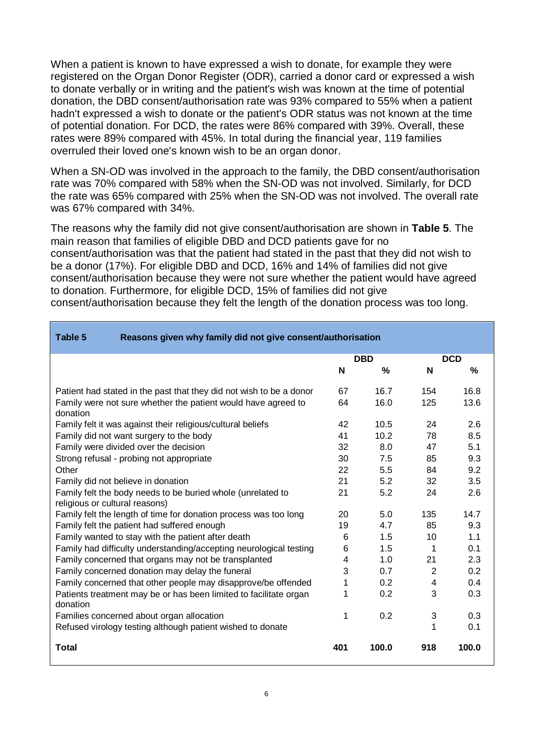When a patient is known to have expressed a wish to donate, for example they were registered on the Organ Donor Register (ODR), carried a donor card or expressed a wish to donate verbally or in writing and the patient's wish was known at the time of potential donation, the DBD consent/authorisation rate was 93% compared to 55% when a patient hadn't expressed a wish to donate or the patient's ODR status was not known at the time of potential donation. For DCD, the rates were 86% compared with 39%. Overall, these rates were 89% compared with 45%. In total during the financial year, 119 families overruled their loved one's known wish to be an organ donor.

When a SN-OD was involved in the approach to the family, the DBD consent/authorisation rate was 70% compared with 58% when the SN-OD was not involved. Similarly, for DCD the rate was 65% compared with 25% when the SN-OD was not involved. The overall rate was 67% compared with 34%.

The reasons why the family did not give consent/authorisation are shown in **Table 5**. The main reason that families of eligible DBD and DCD patients gave for no consent/authorisation was that the patient had stated in the past that they did not wish to be a donor (17%). For eligible DBD and DCD, 16% and 14% of families did not give consent/authorisation because they were not sure whether the patient would have agreed to donation. Furthermore, for eligible DCD, 15% of families did not give consent/authorisation because they felt the length of the donation process was too long.

**Table 5 Reasons given why family did not give consent/authorisation**

| | DBD | | DCD | |
|---|---|---|---|---|
| | N | % | N | % |
| Patient had stated in the past that they did not wish to be a donor | 67 | 16.7 | 154 | 16.8 |
| Family were not sure whether the patient would have agreed to donation | 64 | 16.0 | 125 | 13.6 |
| Family felt it was against their religious/cultural beliefs | 42 | 10.5 | 24 | 2.6 |
| Family did not want surgery to the body | 41 | 10.2 | 78 | 8.5 |
| Family were divided over the decision | 32 | 8.0 | 47 | 5.1 |
| Strong refusal - probing not appropriate | 30 | 7.5 | 85 | 9.3 |
| Other | 22 | 5.5 | 84 | 9.2 |
| Family did not believe in donation | 21 | 5.2 | 32 | 3.5 |
| Family felt the body needs to be buried whole (unrelated to religious or cultural reasons) | 21 | 5.2 | 24 | 2.6 |
| Family felt the length of time for donation process was too long | 20 | 5.0 | 135 | 14.7 |
| Family felt the patient had suffered enough | 19 | 4.7 | 85 | 9.3 |
| Family wanted to stay with the patient after death | 6 | 1.5 | 10 | 1.1 |
| Family had difficulty understanding/accepting neurological testing | 6 | 1.5 | 1 | 0.1 |
| Family concerned that organs may not be transplanted | 4 | 1.0 | 21 | 2.3 |
| Family concerned donation may delay the funeral | 3 | 0.7 | 2 | 0.2 |
| Family concerned that other people may disapprove/be offended | 1 | 0.2 | 4 | 0.4 |
| Patients treatment may be or has been limited to facilitate organ donation | 1 | 0.2 | 3 | 0.3 |
| Families concerned about organ allocation | 1 | 0.2 | 3 | 0.3 |
| Refused virology testing although patient wished to donate | | | 1 | 0.1 |
| **Total** | **401** | **100.0** | **918** | **100.0** |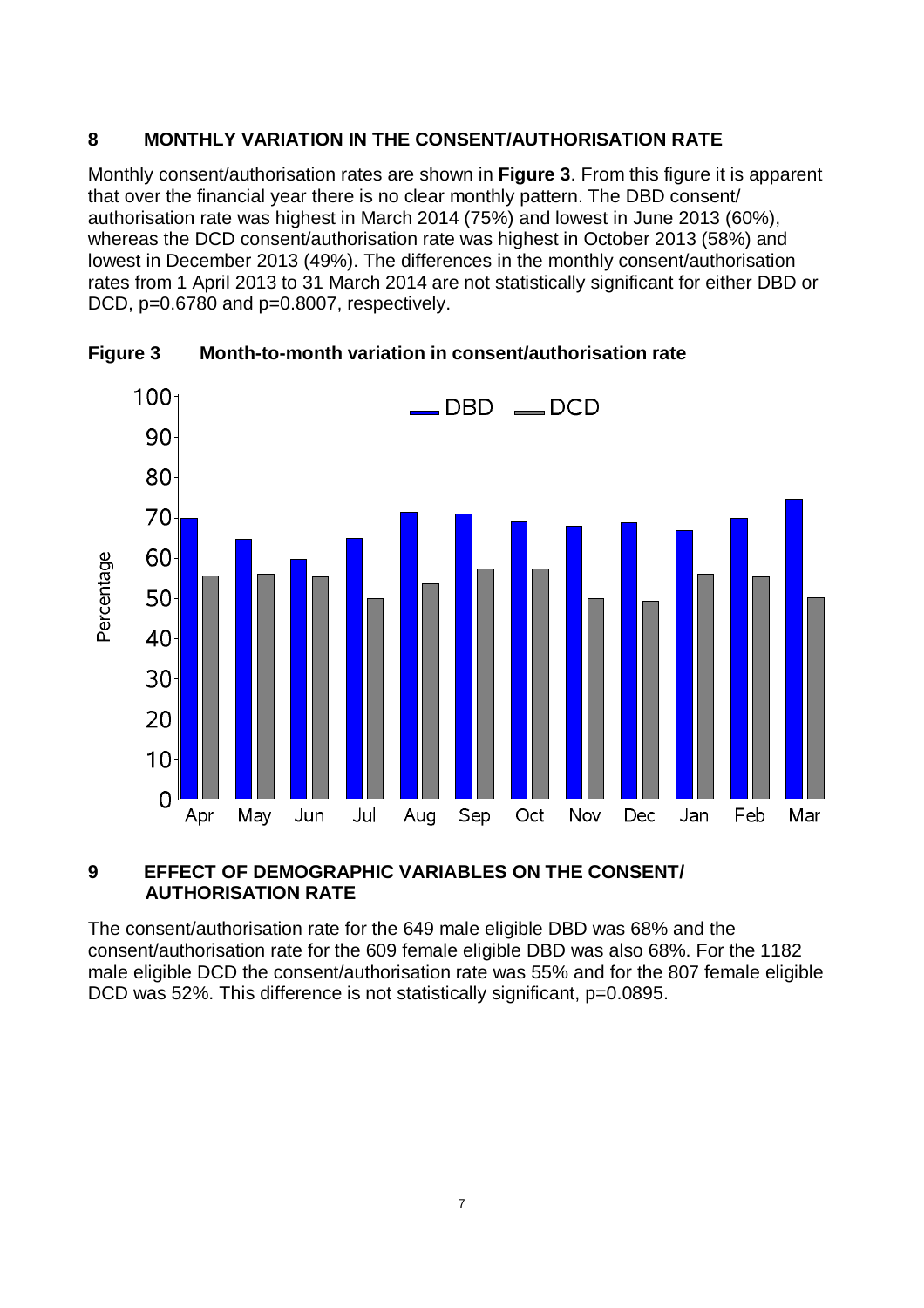## 8 MONTHLY VARIATION IN THE CONSENT/AUTHORISATION RATE

Monthly consent/authorisation rates are shown in **Figure 3**. From this figure it is apparent that over the financial year there is no clear monthly pattern. The DBD consent/authorisation rate was highest in March 2014 (75%) and lowest in June 2013 (60%), whereas the DCD consent/authorisation rate was highest in October 2013 (58%) and lowest in December 2013 (49%). The differences in the monthly consent/authorisation rates from 1 April 2013 to 31 March 2014 are not statistically significant for either DBD or DCD, $p=0.6780$ and $p=0.8007$, respectively.

**Figure 3 Month-to-month variation in consent/authorisation rate**

## 9 EFFECT OF DEMOGRAPHIC VARIABLES ON THE CONSENT/ AUTHORISATION RATE

The consent/authorisation rate for the 649 male eligible DBD was 68% and the consent/authorisation rate for the 609 female eligible DBD was also 68%. For the 1182 male eligible DCD the consent/authorisation rate was 55% and for the 807 female eligible DCD was 52%. This difference is not statistically significant, $p=0.0895$.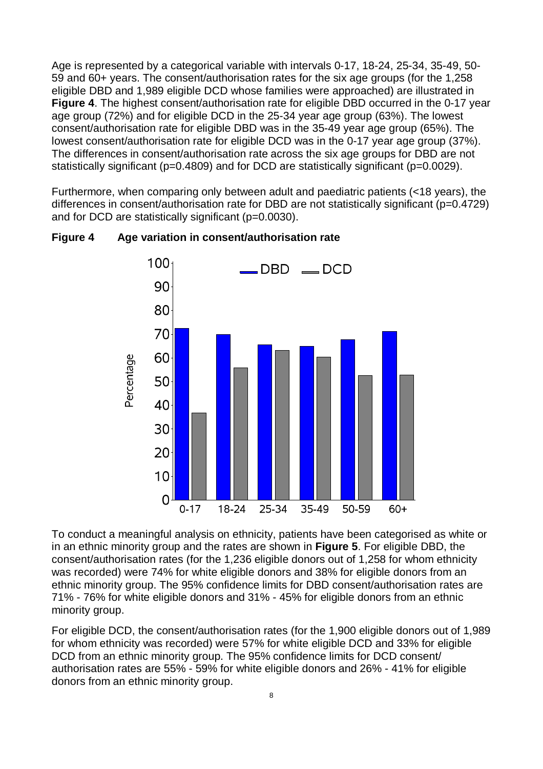Age is represented by a categorical variable with intervals 0-17, 18-24, 25-34, 35-49, 50-59 and 60+ years. The consent/authorisation rates for the six age groups (for the 1,258 eligible DBD and 1,989 eligible DCD whose families were approached) are illustrated in **Figure 4**. The highest consent/authorisation rate for eligible DBD occurred in the 0-17 year age group (72%) and for eligible DCD in the 25-34 year age group (63%). The lowest consent/authorisation rate for eligible DBD was in the 35-49 year age group (65%). The lowest consent/authorisation rate for eligible DCD was in the 0-17 year age group (37%). The differences in consent/authorisation rate across the six age groups for DBD are not statistically significant (p=0.4809) and for DCD are statistically significant (p=0.0029).

Furthermore, when comparing only between adult and paediatric patients (<18 years), the differences in consent/authorisation rate for DBD are not statistically significant (p=0.4729) and for DCD are statistically significant (p=0.0030).

**Figure 4 Age variation in consent/authorisation rate**

To conduct a meaningful analysis on ethnicity, patients have been categorised as white or in an ethnic minority group and the rates are shown in **Figure 5**. For eligible DBD, the consent/authorisation rates (for the 1,236 eligible donors out of 1,258 for whom ethnicity was recorded) were 74% for white eligible donors and 38% for eligible donors from an ethnic minority group. The 95% confidence limits for DBD consent/authorisation rates are 71% - 76% for white eligible donors and 31% - 45% for eligible donors from an ethnic minority group.

For eligible DCD, the consent/authorisation rates (for the 1,900 eligible donors out of 1,989 for whom ethnicity was recorded) were 57% for white eligible DCD and 33% for eligible DCD from an ethnic minority group. The 95% confidence limits for DCD consent/ authorisation rates are 55% - 59% for white eligible donors and 26% - 41% for eligible donors from an ethnic minority group.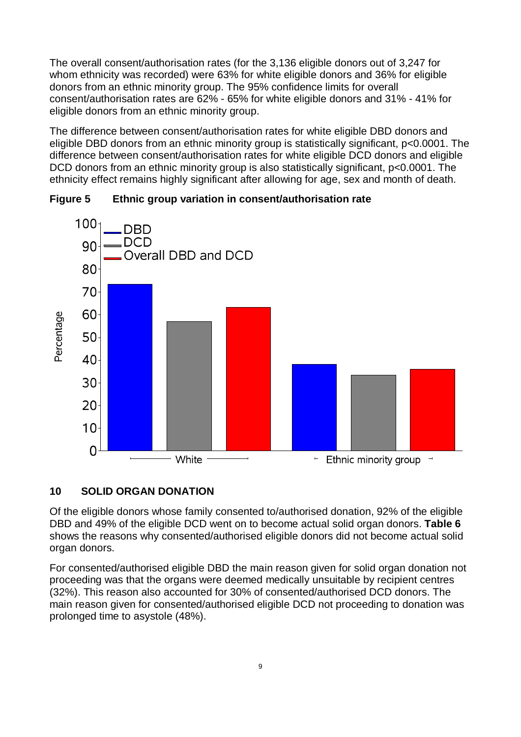The overall consent/authorisation rates (for the 3,136 eligible donors out of 3,247 for whom ethnicity was recorded) were 63% for white eligible donors and 36% for eligible donors from an ethnic minority group. The 95% confidence limits for overall consent/authorisation rates are 62% - 65% for white eligible donors and 31% - 41% for eligible donors from an ethnic minority group.

The difference between consent/authorisation rates for white eligible DBD donors and eligible DBD donors from an ethnic minority group is statistically significant, $p<0.0001$. The difference between consent/authorisation rates for white eligible DCD donors and eligible DCD donors from an ethnic minority group is also statistically significant, $p<0.0001$. The ethnicity effect remains highly significant after allowing for age, sex and month of death.

**Figure 5 Ethnic group variation in consent/authorisation rate**

## 10 SOLID ORGAN DONATION

Of the eligible donors whose family consented to/authorised donation, 92% of the eligible DBD and 49% of the eligible DCD went on to become actual solid organ donors. **Table 6** shows the reasons why consented/authorised eligible donors did not become actual solid organ donors.

For consented/authorised eligible DBD the main reason given for solid organ donation not proceeding was that the organs were deemed medically unsuitable by recipient centres (32%). This reason also accounted for 30% of consented/authorised DCD donors. The main reason given for consented/authorised eligible DCD not proceeding to donation was prolonged time to asystole (48%).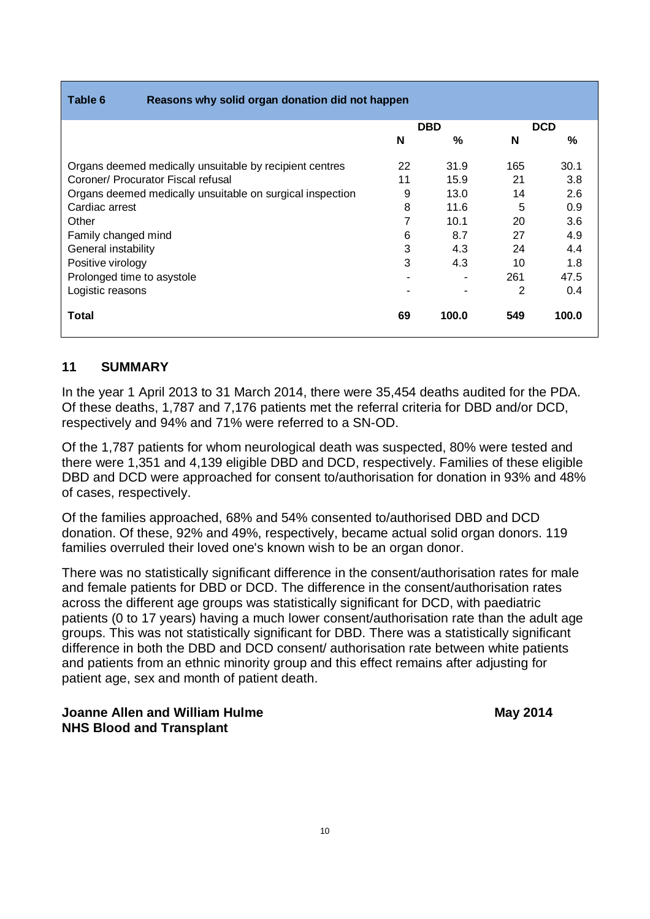**Table 6 Reasons why solid organ donation did not happen**

| | DBD | | DCD | |
|---|---|---|---|---|
| | N | % | N | % |
| Organs deemed medically unsuitable by recipient centres | 22 | 31.9 | 165 | 30.1 |
| Coroner/ Procurator Fiscal refusal | 11 | 15.9 | 21 | 3.8 |
| Organs deemed medically unsuitable on surgical inspection | 9 | 13.0 | 14 | 2.6 |
| Cardiac arrest | 8 | 11.6 | 5 | 0.9 |
| Other | 7 | 10.1 | 20 | 3.6 |
| Family changed mind | 6 | 8.7 | 27 | 4.9 |
| General instability | 3 | 4.3 | 24 | 4.4 |
| Positive virology | 3 | 4.3 | 10 | 1.8 |
| Prolonged time to asystole | - | - | 261 | 47.5 |
| Logistic reasons | - | - | 2 | 0.4 |
| **Total** | **69** | **100.0** | **549** | **100.0** |

## 11 SUMMARY

In the year 1 April 2013 to 31 March 2014, there were 35,454 deaths audited for the PDA. Of these deaths, 1,787 and 7,176 patients met the referral criteria for DBD and/or DCD, respectively and 94% and 71% were referred to a SN-OD.

Of the 1,787 patients for whom neurological death was suspected, 80% were tested and there were 1,351 and 4,139 eligible DBD and DCD, respectively. Families of these eligible DBD and DCD were approached for consent to/authorisation for donation in 93% and 48% of cases, respectively.

Of the families approached, 68% and 54% consented to/authorised DBD and DCD donation. Of these, 92% and 49%, respectively, became actual solid organ donors. 119 families overruled their loved one's known wish to be an organ donor.

There was no statistically significant difference in the consent/authorisation rates for male and female patients for DBD or DCD. The difference in the consent/authorisation rates across the different age groups was statistically significant for DCD, with paediatric patients (0 to 17 years) having a much lower consent/authorisation rate than the adult age groups. This was not statistically significant for DBD. There was a statistically significant difference in both the DBD and DCD consent/ authorisation rate between white patients and patients from an ethnic minority group and this effect remains after adjusting for patient age, sex and month of patient death.

**Joanne Allen and William Hulme** **May 2014**
**NHS Blood and Transplant**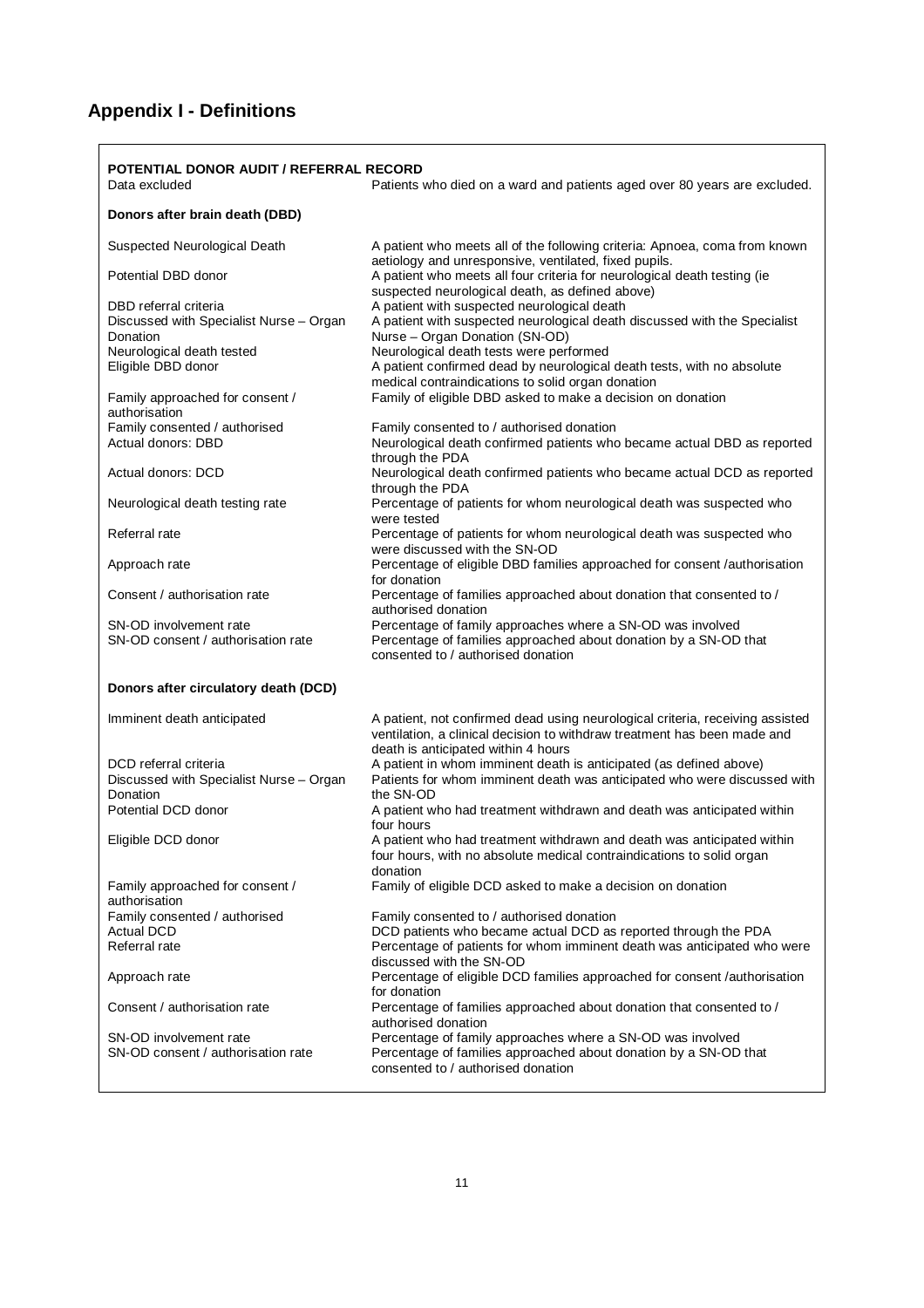# Appendix I - Definitions

| | |
|---|---|
| **POTENTIAL DONOR AUDIT / REFERRAL RECORD** | |
| Data excluded | Patients who died on a ward and patients aged over 80 years are excluded. |
| **Donors after brain death (DBD)** | |
| Suspected Neurological Death | A patient who meets all of the following criteria: Apnoea, coma from known aetiology and unresponsive, ventilated, fixed pupils. |
| Potential DBD donor | A patient who meets all four criteria for neurological death testing (ie suspected neurological death, as defined above) |
| DBD referral criteria | A patient with suspected neurological death |
| Discussed with Specialist Nurse – Organ Donation | A patient with suspected neurological death discussed with the Specialist Nurse – Organ Donation (SN-OD) |
| Neurological death tested | Neurological death tests were performed |
| Eligible DBD donor | A patient confirmed dead by neurological death tests, with no absolute medical contraindications to solid organ donation |
| Family approached for consent / authorisation | Family of eligible DBD asked to make a decision on donation |
| Family consented / authorised | Family consented to / authorised donation |
| Actual donors: DBD | Neurological death confirmed patients who became actual DBD as reported through the PDA |
| Actual donors: DCD | Neurological death confirmed patients who became actual DCD as reported through the PDA |
| Neurological death testing rate | Percentage of patients for whom neurological death was suspected who were tested |
| Referral rate | Percentage of patients for whom neurological death was suspected who were discussed with the SN-OD |
| Approach rate | Percentage of eligible DBD families approached for consent /authorisation for donation |
| Consent / authorisation rate | Percentage of families approached about donation that consented to / authorised donation |
| SN-OD involvement rate | Percentage of family approaches where a SN-OD was involved |
| SN-OD consent / authorisation rate | Percentage of families approached about donation by a SN-OD that consented to / authorised donation |
| **Donors after circulatory death (DCD)** | |
| Imminent death anticipated | A patient, not confirmed dead using neurological criteria, receiving assisted ventilation, a clinical decision to withdraw treatment has been made and death is anticipated within 4 hours |
| DCD referral criteria | A patient in whom imminent death is anticipated (as defined above) |
| Discussed with Specialist Nurse – Organ Donation | Patients for whom imminent death was anticipated who were discussed with the SN-OD |
| Potential DCD donor | A patient who had treatment withdrawn and death was anticipated within four hours |
| Eligible DCD donor | A patient who had treatment withdrawn and death was anticipated within four hours, with no absolute medical contraindications to solid organ donation |
| Family approached for consent / authorisation | Family of eligible DCD asked to make a decision on donation |
| Family consented / authorised | Family consented to / authorised donation |
| Actual DCD | DCD patients who became actual DCD as reported through the PDA |
| Referral rate | Percentage of patients for whom imminent death was anticipated who were discussed with the SN-OD |
| Approach rate | Percentage of eligible DCD families approached for consent /authorisation for donation |
| Consent / authorisation rate | Percentage of families approached about donation that consented to / authorised donation |
| SN-OD involvement rate | Percentage of family approaches where a SN-OD was involved |
| SN-OD consent / authorisation rate | Percentage of families approached about donation by a SN-OD that consented to / authorised donation |